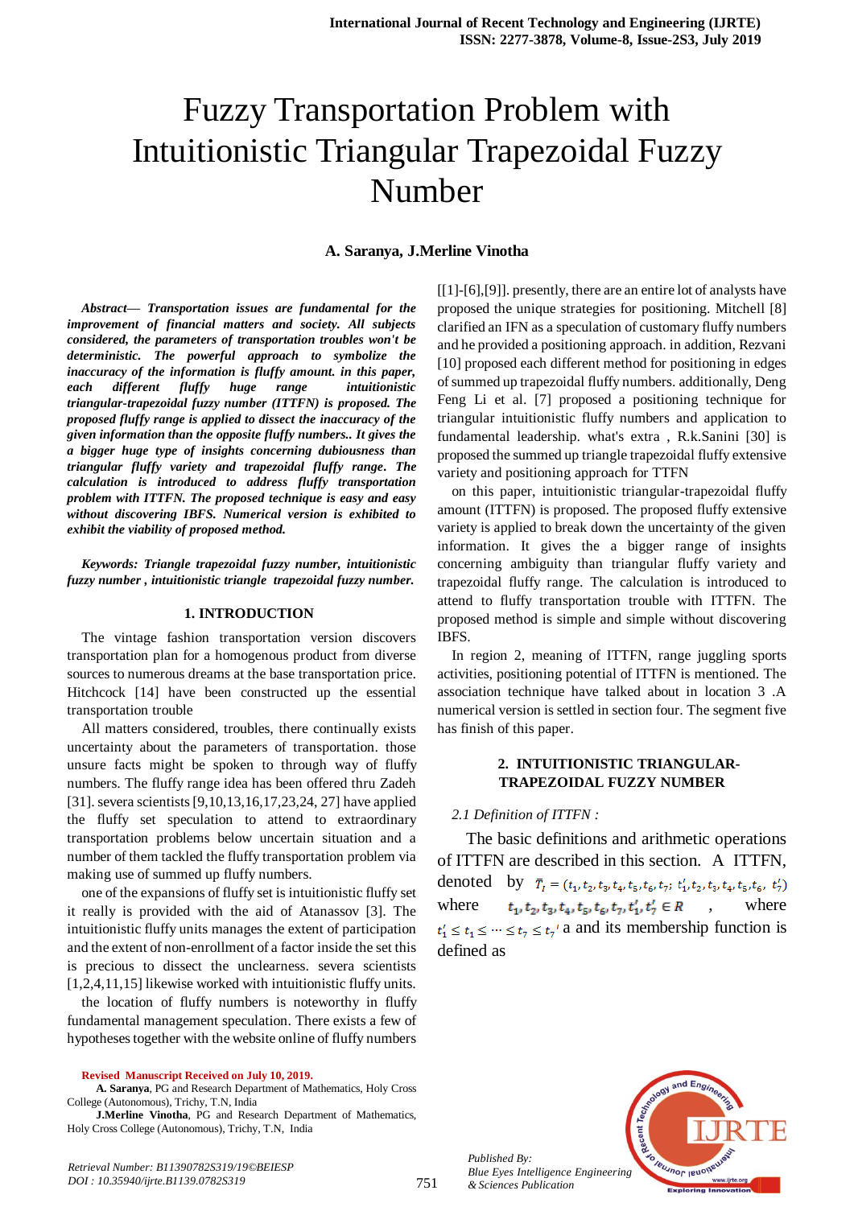# Fuzzy Transportation Problem with Intuitionistic Triangular Trapezoidal Fuzzy Number

**A. Saranya, J.Merline Vinotha**

***Abstract— Transportation issues are fundamental for the improvement of financial matters and society. All subjects considered, the parameters of transportation troubles won't be deterministic. The powerful approach to symbolize the inaccuracy of the information is fluffy amount. in this paper, each different fluffy huge range intuitionistic triangular-trapezoidal fuzzy number (ITTFN) is proposed. The proposed fluffy range is applied to dissect the inaccuracy of the given information than the opposite fluffy numbers.. It gives the a bigger huge type of insights concerning dubiousness than triangular fluffy variety and trapezoidal fluffy range. The calculation is introduced to address fluffy transportation problem with ITTFN. The proposed technique is easy and easy without discovering IBFS. Numerical version is exhibited to exhibit the viability of proposed method.***

***Keywords: Triangle trapezoidal fuzzy number, intuitionistic fuzzy number , intuitionistic triangle trapezoidal fuzzy number.***

## 1. INTRODUCTION

The vintage fashion transportation version discovers transportation plan for a homogenous product from diverse sources to numerous dreams at the base transportation price. Hitchcock [14] have been constructed up the essential transportation trouble

All matters considered, troubles, there continually exists uncertainty about the parameters of transportation. those unsure facts might be spoken to through way of fluffy numbers. The fluffy range idea has been offered thru Zadeh [31]. severa scientists [9,10,13,16,17,23,24, 27] have applied the fluffy set speculation to attend to extraordinary transportation problems below uncertain situation and a number of them tackled the fluffy transportation problem via making use of summed up fluffy numbers.

one of the expansions of fluffy set is intuitionistic fluffy set it really is provided with the aid of Atanassov [3]. The intuitionistic fluffy units manages the extent of participation and the extent of non-enrollment of a factor inside the set this is precious to dissect the unclearness. severa scientists [1,2,4,11,15] likewise worked with intuitionistic fluffy units.

the location of fluffy numbers is noteworthy in fluffy fundamental management speculation. There exists a few of hypotheses together with the website online of fluffy numbers [[1]-[6],[9]]. presently, there are an entire lot of analysts have proposed the unique strategies for positioning. Mitchell [8] clarified an IFN as a speculation of customary fluffy numbers and he provided a positioning approach. in addition, Rezvani [10] proposed each different method for positioning in edges of summed up trapezoidal fluffy numbers. additionally, Deng Feng Li et al. [7] proposed a positioning technique for triangular intuitionistic fluffy numbers and application to fundamental leadership. what's extra , R.k.Sanini [30] is proposed the summed up triangle trapezoidal fluffy extensive variety and positioning approach for TTFN

on this paper, intuitionistic triangular-trapezoidal fluffy amount (ITTFN) is proposed. The proposed fluffy extensive variety is applied to break down the uncertainty of the given information. It gives the a bigger range of insights concerning ambiguity than triangular fluffy variety and trapezoidal fluffy range. The calculation is introduced to attend to fluffy transportation trouble with ITTFN. The proposed method is simple and simple without discovering IBFS.

In region 2, meaning of ITTFN, range juggling sports activities, positioning potential of ITTFN is mentioned. The association technique have talked about in location 3 .A numerical version is settled in section four. The segment five has finish of this paper.

## 2. INTUITIONISTIC TRIANGULAR-TRAPEZOIDAL FUZZY NUMBER

*2.1 Definition of ITTFN :*

The basic definitions and arithmetic operations of ITTFN are described in this section. A ITTFN, denoted by $\bar{T}_I = (t_1, t_2, t_3, t_4, t_5, t_6, t_7;\ t_1', t_2, t_3, t_4, t_5, t_6,\ t_7')$ where $t_1, t_2, t_3, t_4, t_5, t_6, t_7, t_1', t_7' \in R$ , where $t_1' \leq t_1 \leq \cdots \leq t_7 \leq t_7'$ a and its membership function is defined as

Revised Manuscript Received on July 10, 2019.

**A. Saranya**, PG and Research Department of Mathematics, Holy Cross College (Autonomous), Trichy, T.N, India

**J.Merline Vinotha**, PG and Research Department of Mathematics, Holy Cross College (Autonomous), Trichy, T.N, India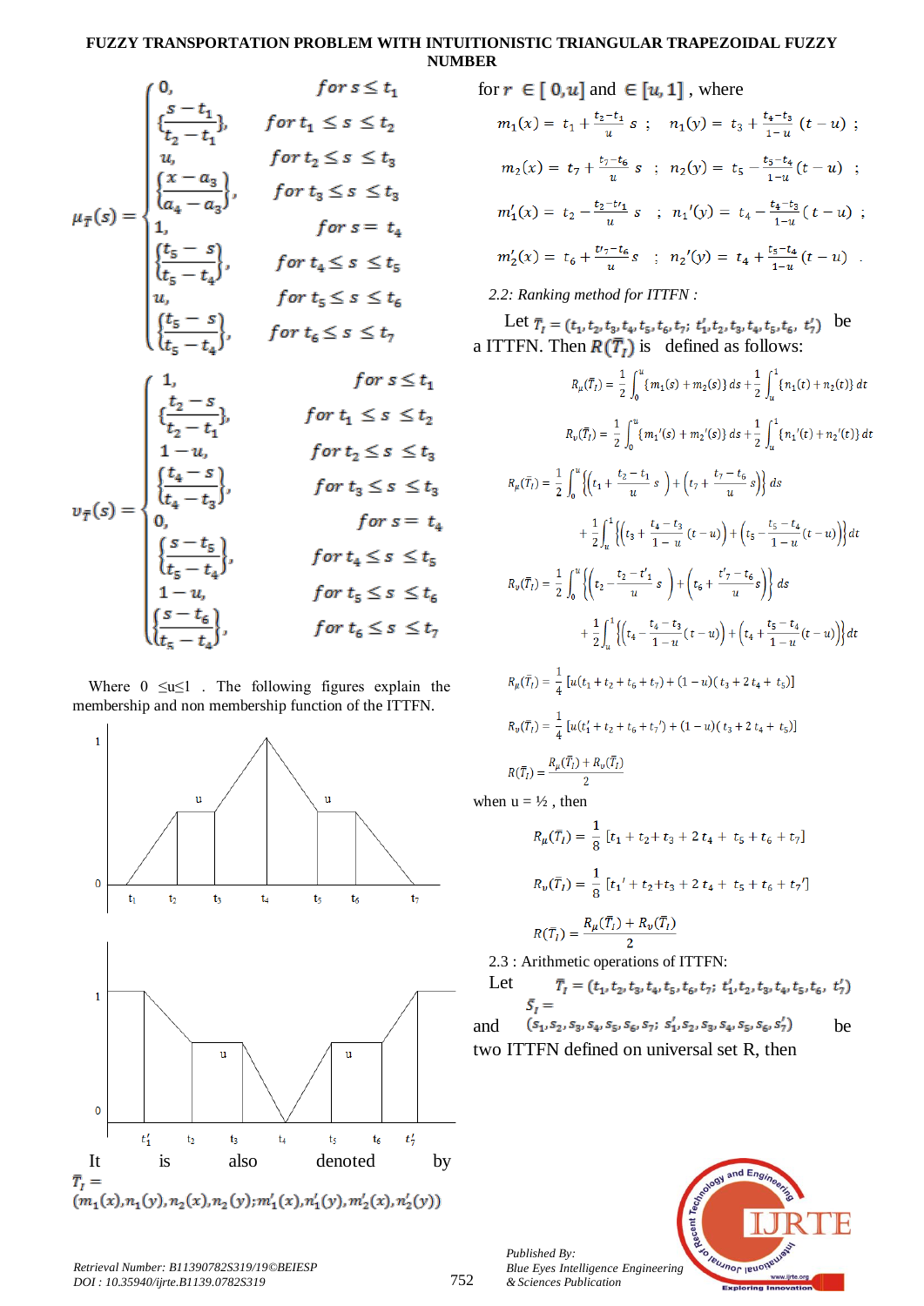$$\mu_{\tilde{T}}(s) = \begin{cases} 0, & for\ s \leq t_1 \\ \left\{\frac{s-t_1}{t_2-t_1}\right\}, & for\ t_1 \leq s \leq t_2 \\ u, & for\ t_2 \leq s \leq t_3 \\ \left\{\frac{x-a_3}{a_4-a_3}\right\}, & for\ t_3 \leq s \leq t_3 \\ 1, & for\ s = t_4 \\ \left\{\frac{t_5-s}{t_5-t_4}\right\}, & for\ t_4 \leq s \leq t_5 \\ u, & for\ t_5 \leq s \leq t_6 \\ \left\{\frac{t_5-s}{t_5-t_4}\right\}, & for\ t_6 \leq s \leq t_7 \end{cases}$$

$$\upsilon_{\tilde{T}}(s) = \begin{cases} 1, & for\ s \leq t_1 \\ \left\{\frac{t_2-s}{t_2-t_1}\right\}, & for\ t_1 \leq s \leq t_2 \\ 1-u, & for\ t_2 \leq s \leq t_3 \\ \left\{\frac{t_4-s}{t_4-t_3}\right\}, & for\ t_3 \leq s \leq t_3 \\ 0, & for\ s = t_4 \\ \left\{\frac{s-t_5}{t_5-t_4}\right\}, & for\ t_4 \leq s \leq t_5 \\ 1-u, & for\ t_5 \leq s \leq t_6 \\ \left\{\frac{s-t_6}{t_5-t_4}\right\}, & for\ t_6 \leq s \leq t_7 \end{cases}$$

Where $0 \leq u \leq 1$ . The following figures explain the membership and non membership function of the ITTFN.

It is also denoted by $\tilde{T}_I = (m_1(x), n_1(y), n_2(x), n_2(y); m_1'(x), n_1'(y), m_2'(x), n_2'(y))$

for $r \in [0,u]$ and $\in [u,1]$ , where

$m_1(x) = t_1 + \frac{t_2-t_1}{u} s$ ; $n_1(y) = t_3 + \frac{t_4-t_3}{1-u}(t-u)$ ;

$m_2(x) = t_7 + \frac{t_7-t_6}{u} s$ ; $n_2(y) = t_5 - \frac{t_5-t_4}{1-u}(t-u)$ ;

$m_1'(x) = t_2 - \frac{t_2-t_1'}{u} s$ ; $n_1'(y) = t_4 - \frac{t_4-t_3}{1-u}(t-u)$ ;

$m_2'(x) = t_6 + \frac{t_7'-t_6}{u} s$ ; $n_2'(y) = t_4 + \frac{t_5-t_4}{1-u}(t-u)$ .

*2.2: Ranking method for ITTFN :*

Let $\tilde{T}_I = (t_1, t_2, t_3, t_4, t_5, t_6, t_7;\ t_1', t_2, t_3, t_4, t_5, t_6,\ t_7')$ be a ITTFN. Then $R(\tilde{T}_I)$ is defined as follows:

$$R_\mu(\tilde{T}_I) = \frac{1}{2}\int_0^u \{m_1(s) + m_2(s)\}\, ds + \frac{1}{2}\int_u^1 \{n_1(t) + n_2(t)\}\, dt$$

$$R_\upsilon(\tilde{T}_I) = \frac{1}{2}\int_0^u \{m_1'(s) + m_2'(s)\}\, ds + \frac{1}{2}\int_u^1 \{n_1'(t) + n_2'(t)\}\, dt$$

$$R_\mu(\tilde{T}_I) = \frac{1}{2}\int_0^u \left\{\left(t_1 + \frac{t_2-t_1}{u}s\right) + \left(t_7 + \frac{t_7-t_6}{u}s\right)\right\} ds + \frac{1}{2}\int_u^1 \left\{\left(t_3 + \frac{t_4-t_3}{1-u}(t-u)\right) + \left(t_5 - \frac{t_5-t_4}{1-u}(t-u)\right)\right\} dt$$

$$R_\upsilon(\tilde{T}_I) = \frac{1}{2}\int_0^u \left\{\left(t_2 - \frac{t_2-t_1'}{u}s\right) + \left(t_6 + \frac{t_7'-t_6}{u}s\right)\right\} ds + \frac{1}{2}\int_u^1 \left\{\left(t_4 - \frac{t_4-t_3}{1-u}(t-u)\right) + \left(t_4 + \frac{t_5-t_4}{1-u}(t-u)\right)\right\} dt$$

$$R_\mu(\tilde{T}_I) = \frac{1}{4}\left[u(t_1 + t_2 + t_6 + t_7) + (1-u)(t_3 + 2t_4 + t_5)\right]$$

$$R_\upsilon(\tilde{T}_I) = \frac{1}{4}\left[u(t_1' + t_2 + t_6 + t_7') + (1-u)(t_3 + 2t_4 + t_5)\right]$$

$$R(\tilde{T}_I) = \frac{R_\mu(\tilde{T}_I) + R_\upsilon(\tilde{T}_I)}{2}$$

when u = ½ , then

$$R_\mu(\tilde{T}_I) = \frac{1}{8}\left[t_1 + t_2 + t_3 + 2t_4 + t_5 + t_6 + t_7\right]$$

$$R_\upsilon(\tilde{T}_I) = \frac{1}{8}\left[t_1' + t_2 + t_3 + 2t_4 + t_5 + t_6 + t_7'\right]$$

$$R(\tilde{T}_I) = \frac{R_\mu(\tilde{T}_I) + R_\upsilon(\tilde{T}_I)}{2}$$

2.3 : Arithmetic operations of ITTFN:

Let $\tilde{T}_I = (t_1, t_2, t_3, t_4, t_5, t_6, t_7;\ t_1', t_2, t_3, t_4, t_5, t_6,\ t_7')$ and $\tilde{S}_I = (s_1, s_2, s_3, s_4, s_5, s_6, s_7;\ s_1', s_2, s_3, s_4, s_5, s_6, s_7')$ be two ITTFN defined on universal set R, then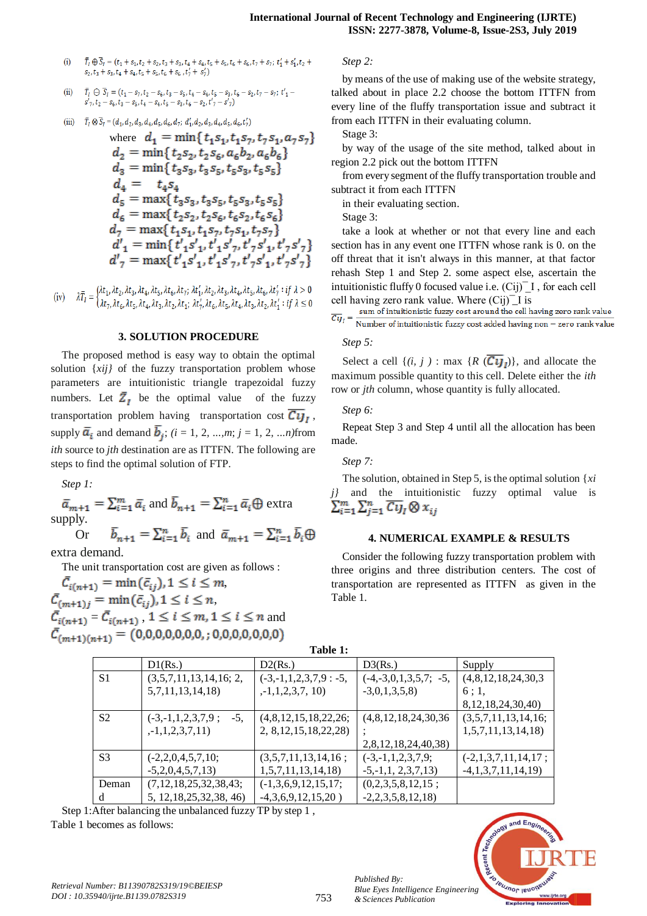(i) $\tilde{T}_I \oplus \tilde{S}_I = (t_1+s_1, t_2+s_2, t_3+s_3, t_4+s_4, t_5+s_5, t_6+s_6, t_7+s_7;\ t'_1+s'_1, t_2+s_2, t_3+s_3, t_4+s_4, t_5+s_5, t_6+s_6, t'_7+s'_7)$

(ii) $\tilde{T}_I \ominus \tilde{S}_I = (t_1-s_7, t_2-s_6, t_3-s_5, t_4-s_4, t_5-s_3, t_6-s_2, t_7-s_1;\ t'_1-s'_7, t_2-s_6, t_3-s_5, t_4-s_4, t_5-s_3, t_6-s_2, t'_7-s'_1)$

(iii) $\tilde{T}_I \otimes \tilde{S}_I = (d_1, d_2, d_3, d_4, d_5, d_6, d_7;\ d'_1, d_2, d_3, d_4, d_5, d_6, d'_7)$

where

$$d_1 = \min\{t_1s_1, t_1s_7, t_7s_1, a_7s_7\}$$
$$d_2 = \min\{t_2s_2, t_2s_6, a_6b_2, a_6b_6\}$$
$$d_3 = \min\{t_3s_3, t_3s_5, t_5s_3, t_5s_5\}$$
$$d_4 = t_4s_4$$
$$d_5 = \max\{t_3s_3, t_3s_5, t_5s_3, t_5s_5\}$$
$$d_6 = \max\{t_2s_2, t_2s_6, t_6s_2, t_6s_6\}$$
$$d_7 = \max\{t_1s_1, t_1s_7, t_7s_1, t_7s_7\}$$
$$d'_1 = \min\{t'_1s'_1, t'_1s'_7, t'_7s'_1, t'_7s'_7\}$$
$$d'_7 = \max\{t'_1s'_1, t'_1s'_7, t'_7s'_1, t'_7s'_7\}$$

(iv)
$$\lambda\tilde{T}_I = \begin{cases} \lambda t_1, \lambda t_2, \lambda t_3, \lambda t_4, \lambda t_5, \lambda t_6, \lambda t_7;\ \lambda t'_1, \lambda t_2, \lambda t_3, \lambda t_4, \lambda t_5, \lambda t_6, \lambda t'_7 : if\ \lambda > 0 \\ \lambda t_7, \lambda t_6, \lambda t_5, \lambda t_4, \lambda t_3, \lambda t_2, \lambda t_1;\ \lambda t'_7, \lambda t_6, \lambda t_5, \lambda t_4, \lambda t_3, \lambda t_2, \lambda t'_1 : if\ \lambda \le 0 \end{cases}$$

## 3. SOLUTION PROCEDURE

The proposed method is easy way to obtain the optimal solution *{xij}* of the fuzzy transportation problem whose parameters are intuitionistic triangle trapezoidal fuzzy numbers. Let $\tilde{Z}_I$ be the optimal value of the fuzzy transportation problem having transportation cost $\widetilde{Cij}_I$, supply $\tilde{a}_i$ and demand $\tilde{b}_j$; $(i = 1, 2, ...,m; j = 1, 2, ...n)$from *ith* source to *jth* destination are as ITTFN. The following are steps to find the optimal solution of FTP.

*Step 1:*

$\tilde{a}_{m+1} = \sum_{i=1}^{m} \tilde{a}_i$ and $\tilde{b}_{n+1} = \sum_{i=1}^{n} \tilde{a}_i \oplus$ extra supply.

Or $\tilde{b}_{n+1} = \sum_{i=1}^{n} \tilde{b}_i$ and $\tilde{a}_{m+1} = \sum_{i=1}^{n} \tilde{b}_i \oplus$ extra demand.

The unit transportation cost are given as follows :

$\tilde{C}_{i(n+1)} = \min(\tilde{c}_{ij}), 1 \le i \le m,$

$\tilde{C}_{(m+1)j} = \min(\tilde{c}_{ij}), 1 \le i \le n,$

$\tilde{C}_{i(n+1)} = \tilde{C}_{i(n+1)}$ , $1 \le i \le m, 1 \le i \le n$ and

$\tilde{C}_{(m+1)(n+1)} = (0,0,0,0,0,0,0,;0,0,0,0,0,0,0)$

*Step 2:*

by means of the use of making use of the website strategy, talked about in place 2.2 choose the bottom ITTFN from every line of the fluffy transportation issue and subtract it from each ITTFN in their evaluating column.

Stage 3:

by way of the usage of the site method, talked about in region 2.2 pick out the bottom ITTFN

from every segment of the fluffy transportation trouble and subtract it from each ITTFN

in their evaluating section.

Stage 3:

take a look at whether or not that every line and each section has in any event one ITTFN whose rank is 0. on the off threat that it isn't always in this manner, at that factor rehash Step 1 and Step 2. some aspect else, ascertain the intuitionistic fluffy 0 focused value i.e. (Cij)¯_I , for each cell cell having zero rank value. Where (Cij)¯_I is

$$\overline{Cij}_I = \frac{\text{sum of intuitionistic fuzzy cost around the cell having zero rank value}}{\text{Number of intuitionistic fuzzy cost added having non} - \text{zero rank value}}$$

*Step 5:*

Select a cell $\{(i, j) : \max \{R(\overline{Cij}_I)\}$, and allocate the maximum possible quantity to this cell. Delete either the *ith* row or *jth* column, whose quantity is fully allocated.

*Step 6:*

Repeat Step 3 and Step 4 until all the allocation has been made.

*Step 7:*

The solution, obtained in Step 5, is the optimal solution *{xi j}* and the intuitionistic fuzzy optimal value is $\sum_{i=1}^{m}\sum_{j=1}^{n} \widetilde{Cij}_I \otimes x_{ij}$

## 4. NUMERICAL EXAMPLE & RESULTS

Consider the following fuzzy transportation problem with three origins and three distribution centers. The cost of transportation are represented as ITTFN as given in the Table 1.

**Table 1:**

| | D1(Rs.) | D2(Rs.) | D3(Rs.) | Supply |
|---|---|---|---|---|
| S1 | (3,5,7,11,13,14,16; 2, 5,7,11,13,14,18) | (-3,-1,1,2,3,7,9 : -5, ,-1,1,2,3,7, 10) | (-4,-3,0,1,3,5,7; -5, -3,0,1,3,5,8) | (4,8,12,18,24,30,3 6 ; 1, 8,12,18,24,30,40) |
| S2 | (-3,-1,1,2,3,7,9 ; -5, ,-1,1,2,3,7,11) | (4,8,12,15,18,22,26; 2, 8,12,15,18,22,28) | (4,8,12,18,24,30,36 ; 2,8,12,18,24,40,38) | (3,5,7,11,13,14,16; 1,5,7,11,13,14,18) |
| S3 | (-2,2,0,4,5,7,10; -5,2,0,4,5,7,13) | (3,5,7,11,13,14,16 ; 1,5,7,11,13,14,18) | (-3,-1,1,2,3,7,9; -5,-1,1, 2,3,7,13) | (-2,1,3,7,11,14,17 ; -4,1,3,7,11,14,19) |
| Demand | (7,12,18,25,32,38,43; 5, 12,18,25,32,38, 46) | (-1,3,6,9,12,15,17; -4,3,6,9,12,15,20 ) | (0,2,3,5,8,12,15 ; -2,2,3,5,8,12,18) | |

Step 1:After balancing the unbalanced fuzzy TP by step 1 , Table 1 becomes as follows: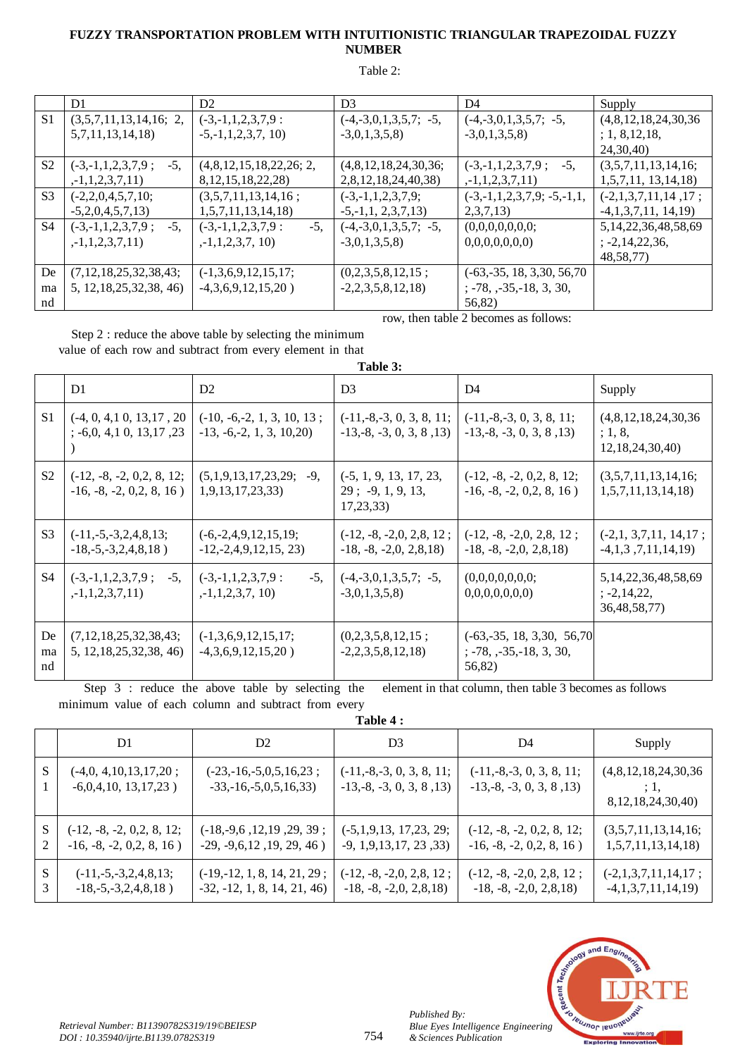Table 2:

| | D1 | D2 | D3 | D4 | Supply |
|---|---|---|---|---|---|
| S1 | (3,5,7,11,13,14,16; 2, 5,7,11,13,14,18) | (-3,-1,1,2,3,7,9 : -5,-1,1,2,3,7, 10) | (-4,-3,0,1,3,5,7; -5, -3,0,1,3,5,8) | (-4,-3,0,1,3,5,7; -5, -3,0,1,3,5,8) | (4,8,12,18,24,30,36 ; 1, 8,12,18, 24,30,40) |
| S2 | (-3,-1,1,2,3,7,9 ; -5, ,-1,1,2,3,7,11) | (4,8,12,15,18,22,26; 2, 8,12,15,18,22,28) | (4,8,12,18,24,30,36; 2,8,12,18,24,40,38) | (-3,-1,1,2,3,7,9 ; -5, ,-1,1,2,3,7,11) | (3,5,7,11,13,14,16; 1,5,7,11, 13,14,18) |
| S3 | (-2,2,0,4,5,7,10; -5,2,0,4,5,7,13) | (3,5,7,11,13,14,16 ; 1,5,7,11,13,14,18) | (-3,-1,1,2,3,7,9; -5,-1,1, 2,3,7,13) | (-3,-1,1,2,3,7,9; -5,-1,1, 2,3,7,13) | (-2,1,3,7,11,14 ,17 ; -4,1,3,7,11, 14,19) |
| S4 | (-3,-1,1,2,3,7,9 ; -5, ,-1,1,2,3,7,11) | (-3,-1,1,2,3,7,9 : -5, ,-1,1,2,3,7, 10) | (-4,-3,0,1,3,5,7; -5, -3,0,1,3,5,8) | (0,0,0,0,0,0,0; 0,0,0,0,0,0,0) | 5,14,22,36,48,58,69 ; -2,14,22,36, 48,58,77) |
| Demand | (7,12,18,25,32,38,43; 5, 12,18,25,32,38, 46) | (-1,3,6,9,12,15,17; -4,3,6,9,12,15,20 ) | (0,2,3,5,8,12,15 ; -2,2,3,5,8,12,18) | (-63,-35, 18, 3,30, 56,70 ; -78, ,-35,-18, 3, 30, 56,82) | |

Step 2 : reduce the above table by selecting the minimum value of each row and subtract from every element in that row, then table 2 becomes as follows:

**Table 3:**

| | D1 | D2 | D3 | D4 | Supply |
|---|---|---|---|---|---|
| S1 | (-4, 0, 4,1 0, 13,17 , 20 ; -6,0, 4,1 0, 13,17 ,23 ) | (-10, -6,-2, 1, 3, 10, 13 ; -13, -6,-2, 1, 3, 10,20) | (-11,-8,-3, 0, 3, 8, 11; -13,-8, -3, 0, 3, 8 ,13) | (-11,-8,-3, 0, 3, 8, 11; -13,-8, -3, 0, 3, 8 ,13) | (4,8,12,18,24,30,36 ; 1, 8, 12,18,24,30,40) |
| S2 | (-12, -8, -2, 0,2, 8, 12; -16, -8, -2, 0,2, 8, 16 ) | (5,1,9,13,17,23,29; -9, 1,9,13,17,23,33) | (-5, 1, 9, 13, 17, 23, 29 ; -9, 1, 9, 13, 17,23,33) | (-12, -8, -2, 0,2, 8, 12; -16, -8, -2, 0,2, 8, 16 ) | (3,5,7,11,13,14,16; 1,5,7,11,13,14,18) |
| S3 | (-11,-5,-3,2,4,8,13; -18,-5,-3,2,4,8,18 ) | (-6,-2,4,9,12,15,19; -12,-2,4,9,12,15, 23) | (-12, -8, -2,0, 2,8, 12 ; -18, -8, -2,0, 2,8,18) | (-12, -8, -2,0, 2,8, 12 ; -18, -8, -2,0, 2,8,18) | (-2,1, 3,7,11, 14,17 ; -4,1,3 ,7,11,14,19) |
| S4 | (-3,-1,1,2,3,7,9 ; -5, ,-1,1,2,3,7,11) | (-3,-1,1,2,3,7,9 : -5, ,-1,1,2,3,7, 10) | (-4,-3,0,1,3,5,7; -5, -3,0,1,3,5,8) | (0,0,0,0,0,0,0; 0,0,0,0,0,0,0) | 5,14,22,36,48,58,69 ; -2,14,22, 36,48,58,77) |
| Demand | (7,12,18,25,32,38,43; 5, 12,18,25,32,38, 46) | (-1,3,6,9,12,15,17; -4,3,6,9,12,15,20 ) | (0,2,3,5,8,12,15 ; -2,2,3,5,8,12,18) | (-63,-35, 18, 3,30, 56,70 ; -78, ,-35,-18, 3, 30, 56,82) | |

Step 3 : reduce the above table by selecting the minimum value of each column and subtract from every element in that column, then table 3 becomes as follows

**Table 4 :**

| | D1 | D2 | D3 | D4 | Supply |
|---|---|---|---|---|---|
| S1 | (-4,0, 4,10,13,17,20 ; -6,0,4,10, 13,17,23 ) | (-23,-16,-5,0,5,16,23 ; -33,-16,-5,0,5,16,33) | (-11,-8,-3, 0, 3, 8, 11; -13,-8, -3, 0, 3, 8 ,13) | (-11,-8,-3, 0, 3, 8, 11; -13,-8, -3, 0, 3, 8 ,13) | (4,8,12,18,24,30,36 ; 1, 8,12,18,24,30,40) |
| S2 | (-12, -8, -2, 0,2, 8, 12; -16, -8, -2, 0,2, 8, 16 ) | (-18,-9,6 ,12,19 ,29, 39 ; -29, -9,6,12 ,19, 29, 46 ) | (-5,1,9,13, 17,23, 29; -9, 1,9,13,17, 23 ,33) | (-12, -8, -2, 0,2, 8, 12; -16, -8, -2, 0,2, 8, 16 ) | (3,5,7,11,13,14,16; 1,5,7,11,13,14,18) |
| S3 | (-11,-5,-3,2,4,8,13; -18,-5,-3,2,4,8,18 ) | (-19,-12, 1, 8, 14, 21, 29 ; -32, -12, 1, 8, 14, 21, 46) | (-12, -8, -2,0, 2,8, 12 ; -18, -8, -2,0, 2,8,18) | (-12, -8, -2,0, 2,8, 12 ; -18, -8, -2,0, 2,8,18) | (-2,1,3,7,11,14,17 ; -4,1,3,7,11,14,19) |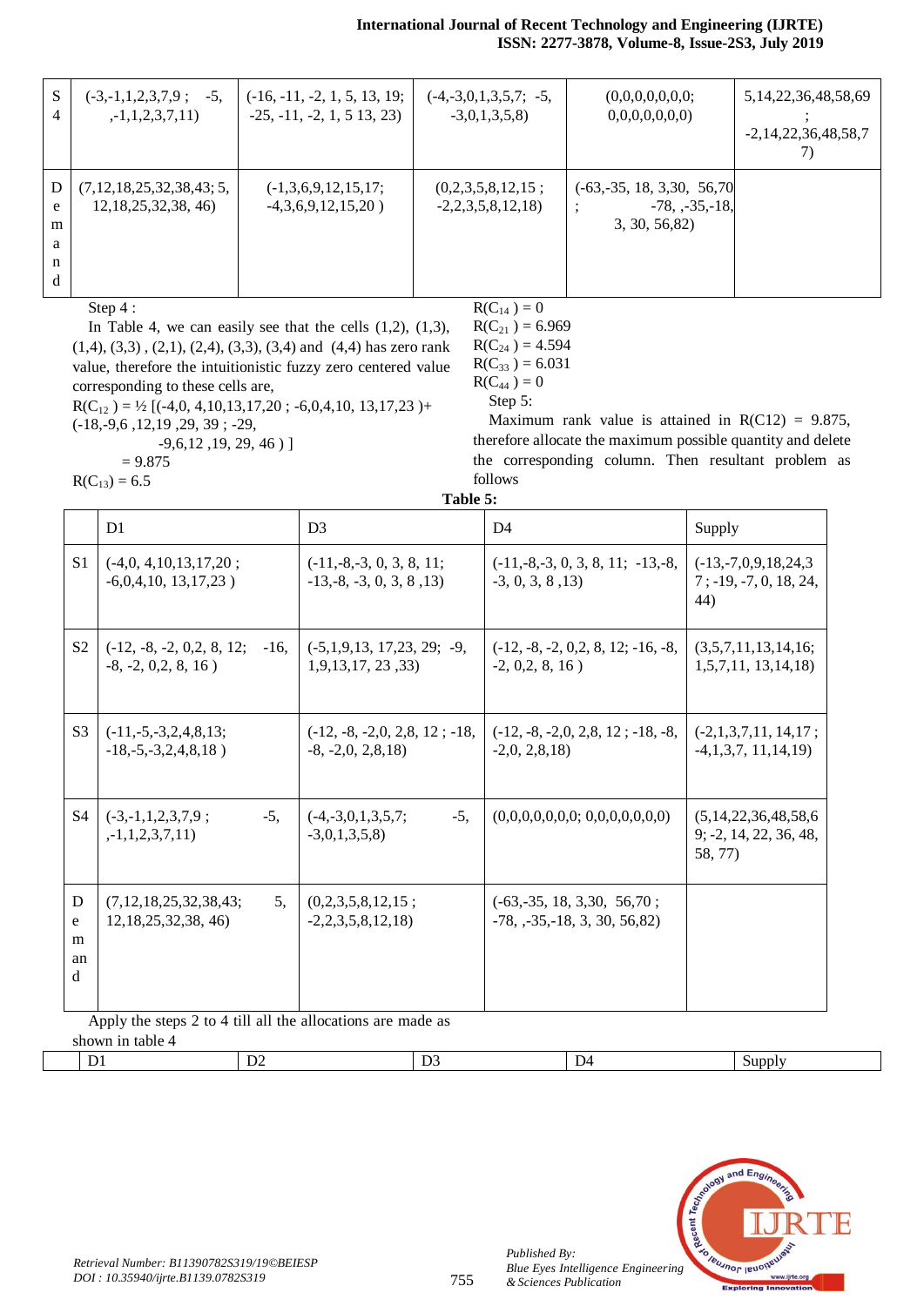| S4 | (-3,-1,1,2,3,7,9 ; -5, ,-1,1,2,3,7,11) | (-16, -11, -2, 1, 5, 13, 19; -25, -11, -2, 1, 5 13, 23) | (-4,-3,0,1,3,5,7; -5, -3,0,1,3,5,8) | (0,0,0,0,0,0,0; 0,0,0,0,0,0,0) | 5,14,22,36,48,58,69 ; -2,14,22,36,48,58,77) |
|---|---|---|---|---|---|
| Demand | (7,12,18,25,32,38,43; 5, 12,18,25,32,38, 46) | (-1,3,6,9,12,15,17; -4,3,6,9,12,15,20 ) | (0,2,3,5,8,12,15 ; -2,2,3,5,8,12,18) | (-63,-35, 18, 3,30, 56,70 ; -78, ,-35,-18, 3, 30, 56,82) | |

Step 4 :

In Table 4, we can easily see that the cells (1,2), (1,3), (1,4), (3,3) , (2,1), (2,4), (3,3), (3,4) and (4,4) has zero rank value, therefore the intuitionistic fuzzy zero centered value corresponding to these cells are,

$R(C_{12}) = ½ [(-4,0, 4,10,13,17,20 ; -6,0,4,10, 13,17,23 )+ (-18,-9,6 ,12,19 ,29, 39 ; -29, -9,6,12 ,19, 29, 46 ) ]$

$= 9.875$

$R(C_{13}) = 6.5$

$R(C_{14}) = 0$

$R(C_{21}) = 6.969$

$R(C_{24}) = 4.594$

$R(C_{33}) = 6.031$

$R(C_{44}) = 0$

Step 5:

Maximum rank value is attained in R(C12) = 9.875, therefore allocate the maximum possible quantity and delete the corresponding column. Then resultant problem as follows

**Table 5:**

| | D1 | D3 | D4 | Supply |
|---|---|---|---|---|
| S1 | (-4,0, 4,10,13,17,20 ; -6,0,4,10, 13,17,23 ) | (-11,-8,-3, 0, 3, 8, 11; -13,-8, -3, 0, 3, 8 ,13) | (-11,-8,-3, 0, 3, 8, 11; -13,-8, -3, 0, 3, 8 ,13) | (-13,-7,0,9,18,24,37 ; -19, -7, 0, 18, 24, 44) |
| S2 | (-12, -8, -2, 0,2, 8, 12; -16, -8, -2, 0,2, 8, 16 ) | (-5,1,9,13, 17,23, 29; -9, 1,9,13,17, 23 ,33) | (-12, -8, -2, 0,2, 8, 12; -16, -8, -2, 0,2, 8, 16 ) | (3,5,7,11,13,14,16; 1,5,7,11, 13,14,18) |
| S3 | (-11,-5,-3,2,4,8,13; -18,-5,-3,2,4,8,18 ) | (-12, -8, -2,0, 2,8, 12 ; -18, -8, -2,0, 2,8,18) | (-12, -8, -2,0, 2,8, 12 ; -18, -8, -2,0, 2,8,18) | (-2,1,3,7,11, 14,17 ; -4,1,3,7, 11,14,19) |
| S4 | (-3,-1,1,2,3,7,9 ; -5, ,-1,1,2,3,7,11) | (-4,-3,0,1,3,5,7; -5, -3,0,1,3,5,8) | (0,0,0,0,0,0,0; 0,0,0,0,0,0,0) | (5,14,22,36,48,58,69; -2, 14, 22, 36, 48, 58, 77) |
| Demand | (7,12,18,25,32,38,43; 5, 12,18,25,32,38, 46) | (0,2,3,5,8,12,15 ; -2,2,3,5,8,12,18) | (-63,-35, 18, 3,30, 56,70 ; -78, ,-35,-18, 3, 30, 56,82) | |

Apply the steps 2 to 4 till all the allocations are made as shown in table 4

| | D1 | D2 | D3 | D4 | Supply |
|---|---|---|---|---|---|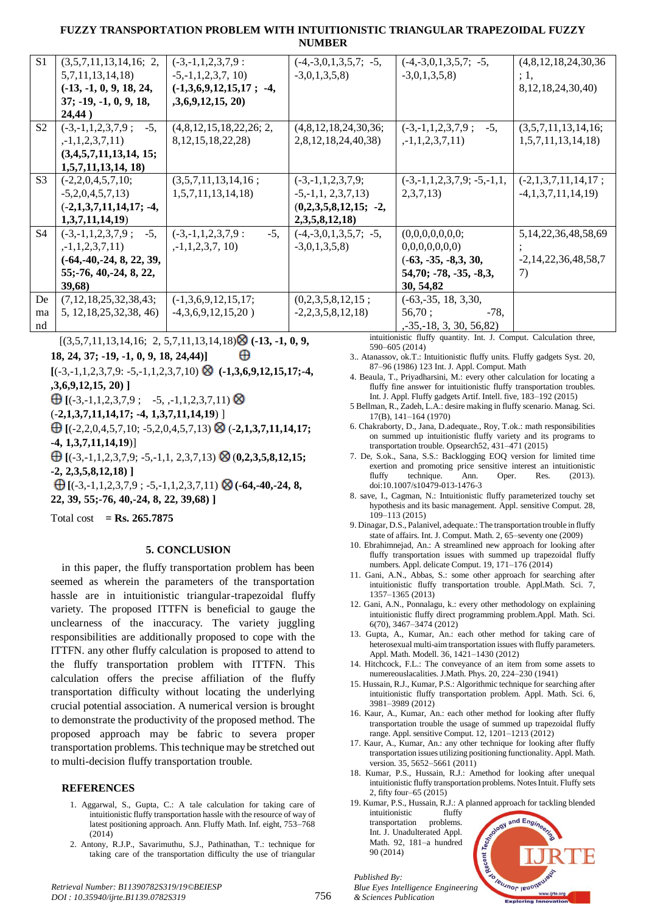| S1 | (3,5,7,11,13,14,16; 2, 5,7,11,13,14,18) **(-13, -1, 0, 9, 18, 24, 37; -19, -1, 0, 9, 18, 24,44 )** | (-3,-1,1,2,3,7,9 : -5,-1,1,2,3,7, 10) **(-1,3,6,9,12,15,17 ; -4, ,3,6,9,12,15, 20)** | (-4,-3,0,1,3,5,7; -5, -3,0,1,3,5,8) | (-4,-3,0,1,3,5,7; -5, -3,0,1,3,5,8) | (4,8,12,18,24,30,36 ; 1, 8,12,18,24,30,40) |
|---|---|---|---|---|---|
| S2 | (-3,-1,1,2,3,7,9 ; -5, ,-1,1,2,3,7,11) **(3,4,5,7,11,13,14, 15; 1,5,7,11,13,14, 18)** | (4,8,12,15,18,22,26; 2, 8,12,15,18,22,28) | (4,8,12,18,24,30,36; 2,8,12,18,24,40,38) | (-3,-1,1,2,3,7,9 ; -5, ,-1,1,2,3,7,11) | (3,5,7,11,13,14,16; 1,5,7,11,13,14,18) |
| S3 | (-2,2,0,4,5,7,10; -5,2,0,4,5,7,13) **(-2,1,3,7,11,14,17; -4, 1,3,7,11,14,19)** | (3,5,7,11,13,14,16 ; 1,5,7,11,13,14,18) | (-3,-1,1,2,3,7,9; -5,-1,1, 2,3,7,13) **(0,2,3,5,8,12,15; -2, 2,3,5,8,12,18)** | (-3,-1,1,2,3,7,9; -5,-1,1, 2,3,7,13) | (-2,1,3,7,11,14,17 ; -4,1,3,7,11,14,19) |
| S4 | (-3,-1,1,2,3,7,9 ; -5, ,-1,1,2,3,7,11) **(-64,-40,-24, 8, 22, 39, 55;-76, 40,-24, 8, 22, 39,68)** | (-3,-1,1,2,3,7,9 : -5, ,-1,1,2,3,7, 10) | (-4,-3,0,1,3,5,7; -5, -3,0,1,3,5,8) | (0,0,0,0,0,0,0; 0,0,0,0,0,0,0) **(-63, -35, -8,3, 30, 54,70; -78, -35, -8,3, 30, 54,82** | 5,14,22,36,48,58,69 ; -2,14,22,36,48,58,7 7) |
| Demand | (7,12,18,25,32,38,43; 5, 12,18,25,32,38, 46) | (-1,3,6,9,12,15,17; -4,3,6,9,12,15,20 ) | (0,2,3,5,8,12,15 ; -2,2,3,5,8,12,18) | (-63,-35, 18, 3,30, 56,70 ; -78, ,-35,-18, 3, 30, 56,82) | |

[(3,5,7,11,13,14,16; 2, 5,7,11,13,14,18)⊗ **(-13, -1, 0, 9, 18, 24, 37; -19, -1, 0, 9, 18, 24,44)]** ⊕

**[**(-3,-1,1,2,3,7,9: -5,-1,1,2,3,7,10) ⊗ **(-1,3,6,9,12,15,17;-4, ,3,6,9,12,15, 20) ]**

⊕ **[**(-3,-1,1,2,3,7,9 ; -5, ,-1,1,2,3,7,11) ⊗ (-**2,1,3,7,11,14,17; -4, 1,3,7,11,14,19**) ]

⊕ **[**(-2,2,0,4,5,7,10; -5,2,0,4,5,7,13) ⊗ (-**2,1,3,7,11,14,17; -4, 1,3,7,11,14,19**)]

⊕ **[**(-3,-1,1,2,3,7,9; -5,-1,1, 2,3,7,13) ⊗ (**0,2,3,5,8,12,15; -2, 2,3,5,8,12,18) ]**

⊕ **[**(-3,-1,1,2,3,7,9 ; -5,-1,1,2,3,7,11) ⊗ **(-64,-40,-24, 8, 22, 39, 55;-76, 40,-24, 8, 22, 39,68) ]**

Total cost **= Rs. 265.7875**

## 5. CONCLUSION

in this paper, the fluffy transportation problem has been seemed as wherein the parameters of the transportation hassle are in intuitionistic triangular-trapezoidal fluffy variety. The proposed ITTFN is beneficial to gauge the unclearness of the inaccuracy. The variety juggling responsibilities are additionally proposed to cope with the ITTFN. any other fluffy calculation is proposed to attend to the fluffy transportation problem with ITTFN. This calculation offers the precise affiliation of the fluffy transportation difficulty without locating the underlying crucial potential association. A numerical version is brought to demonstrate the productivity of the proposed method. The proposed approach may be fabric to severa proper transportation problems. This technique may be stretched out to multi-decision fluffy transportation trouble.

## REFERENCES

1. Aggarwal, S., Gupta, C.: A tale calculation for taking care of intuitionistic fluffy transportation hassle with the resource of way of latest positioning approach. Ann. Fluffy Math. Inf. eight, 753–768 (2014)
2. Antony, R.J.P., Savarimuthu, S.J., Pathinathan, T.: technique for taking care of the transportation difficulty the use of triangular intuitionistic fluffy quantity. Int. J. Comput. Calculation three, 590–605 (2014)
3. Atanassov, ok.T.: Intuitionistic fluffy units. Fluffy gadgets Syst. 20, 87–96 (1986) 123 Int. J. Appl. Comput. Math
4. Beaula, T., Priyadharsini, M.: every other calculation for locating a fluffy fine answer for intuitionistic fluffy transportation troubles. Int. J. Appl. Fluffy gadgets Artif. Intell. five, 183–192 (2015)
5. Bellman, R., Zadeh, L.A.: desire making in fluffy scenario. Manag. Sci. 17(B), 141–164 (1970)
6. Chakraborty, D., Jana, D.adequate., Roy, T.ok.: math responsibilities on summed up intuitionistic fluffy variety and its programs to transportation trouble. Opsearch52, 431–471 (2015)
7. De, S.ok., Sana, S.S.: Backlogging EOQ version for limited time exertion and promoting price sensitive interest an intuitionistic fluffy technique. Ann. Oper. Res. (2013). doi:10.1007/s10479-013-1476-3
8. save, I., Cagman, N.: Intuitionistic fluffy parameterized touchy set hypothesis and its basic management. Appl. sensitive Comput. 28, 109–113 (2015)
9. Dinagar, D.S., Palanivel, adequate.: The transportation trouble in fluffy state of affairs. Int. J. Comput. Math. 2, 65–seventy one (2009)
10. Ebrahimnejad, An.: A streamlined new approach for looking after fluffy transportation issues with summed up trapezoidal fluffy numbers. Appl. delicate Comput. 19, 171–176 (2014)
11. Gani, A.N., Abbas, S.: some other approach for searching after intuitionistic fluffy transportation trouble. Appl.Math. Sci. 7, 1357–1365 (2013)
12. Gani, A.N., Ponnalagu, k.: every other methodology on explaining intuitionistic fluffy direct programming problem.Appl. Math. Sci. 6(70), 3467–3474 (2012)
13. Gupta, A., Kumar, An.: each other method for taking care of heterosexual multi-aim transportation issues with fluffy parameters. Appl. Math. Modell. 36, 1421–1430 (2012)
14. Hitchcock, F.L.: The conveyance of an item from some assets to numereouslacalities. J.Math. Phys. 20, 224–230 (1941)
15. Hussain, R.J., Kumar, P.S.: Algorithmic technique for searching after intuitionistic fluffy transportation problem. Appl. Math. Sci. 6, 3981–3989 (2012)
16. Kaur, A., Kumar, An.: each other method for looking after fluffy transportation trouble the usage of summed up trapezoidal fluffy range. Appl. sensitive Comput. 12, 1201–1213 (2012)
17. Kaur, A., Kumar, An.: any other technique for looking after fluffy transportation issues utilizing positioning functionality. Appl. Math. version. 35, 5652–5661 (2011)
18. Kumar, P.S., Hussain, R.J.: Amethod for looking after unequal intuitionistic fluffy transportation problems. Notes Intuit. Fluffy sets 2, fifty four–65 (2015)
19. Kumar, P.S., Hussain, R.J.: A planned approach for tackling blended intuitionistic fluffy transportation problems. Int. J. Unadulterated Appl. Math. 92, 181–a hundred 90 (2014)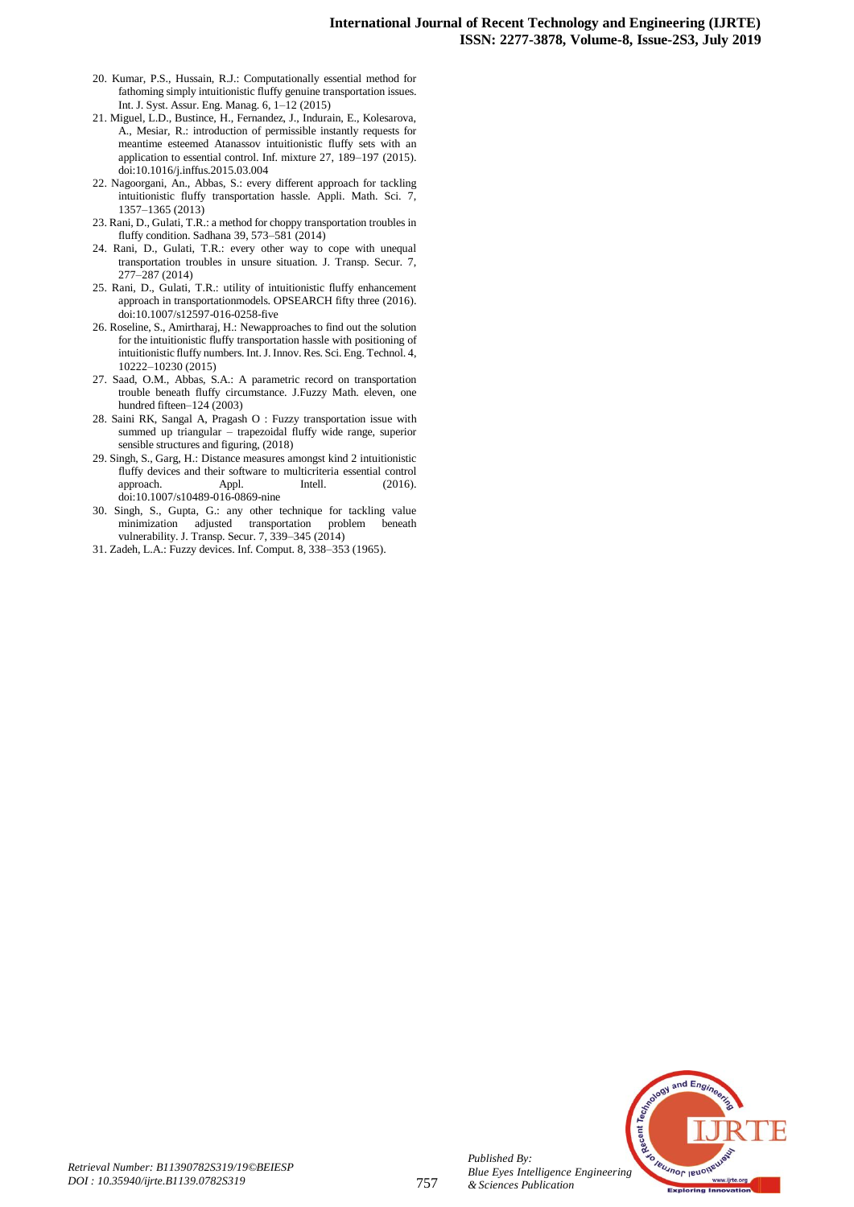20. Kumar, P.S., Hussain, R.J.: Computationally essential method for fathoming simply intuitionistic fluffy genuine transportation issues. Int. J. Syst. Assur. Eng. Manag. 6, 1–12 (2015)
21. Miguel, L.D., Bustince, H., Fernandez, J., Indurain, E., Kolesarova, A., Mesiar, R.: introduction of permissible instantly requests for meantime esteemed Atanassov intuitionistic fluffy sets with an application to essential control. Inf. mixture 27, 189–197 (2015). doi:10.1016/j.inffus.2015.03.004
22. Nagoorgani, An., Abbas, S.: every different approach for tackling intuitionistic fluffy transportation hassle. Appli. Math. Sci. 7, 1357–1365 (2013)
23. Rani, D., Gulati, T.R.: a method for choppy transportation troubles in fluffy condition. Sadhana 39, 573–581 (2014)
24. Rani, D., Gulati, T.R.: every other way to cope with unequal transportation troubles in unsure situation. J. Transp. Secur. 7, 277–287 (2014)
25. Rani, D., Gulati, T.R.: utility of intuitionistic fluffy enhancement approach in transportationmodels. OPSEARCH fifty three (2016). doi:10.1007/s12597-016-0258-five
26. Roseline, S., Amirtharaj, H.: Newapproaches to find out the solution for the intuitionistic fluffy transportation hassle with positioning of intuitionistic fluffy numbers. Int. J. Innov. Res. Sci. Eng. Technol. 4, 10222–10230 (2015)
27. Saad, O.M., Abbas, S.A.: A parametric record on transportation trouble beneath fluffy circumstance. J.Fuzzy Math. eleven, one hundred fifteen–124 (2003)
28. Saini RK, Sangal A, Pragash O : Fuzzy transportation issue with summed up triangular – trapezoidal fluffy wide range, superior sensible structures and figuring, (2018)
29. Singh, S., Garg, H.: Distance measures amongst kind 2 intuitionistic fluffy devices and their software to multicriteria essential control approach. Appl. Intell. (2016). doi:10.1007/s10489-016-0869-nine
30. Singh, S., Gupta, G.: any other technique for tackling value minimization adjusted transportation problem beneath vulnerability. J. Transp. Secur. 7, 339–345 (2014)
31. Zadeh, L.A.: Fuzzy devices. Inf. Comput. 8, 338–353 (1965).